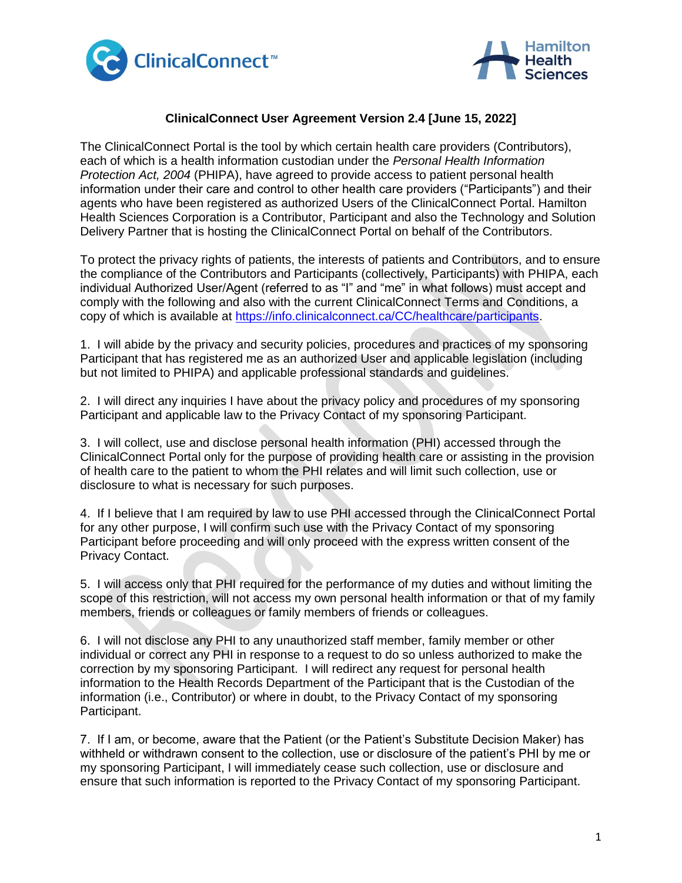## ClinicalConnect User Agreement Version 2.4 [June 15, 2022]

The ClinicalConnect Portal is the tool by which certain health care providers (Contributors), each of which is a health information custodian under the *Personal Health Information Protection Act, 2004* (PHIPA), have agreed to provide access to patient personal health information under their care and control to other health care providers ("Participants") and their agents who have been registered as authorized Users of the ClinicalConnect Portal. Hamilton Health Sciences Corporation is a Contributor, Participant and also the Technology and Solution Delivery Partner that is hosting the ClinicalConnect Portal on behalf of the Contributors.

To protect the privacy rights of patients, the interests of patients and Contributors, and to ensure the compliance of the Contributors and Participants (collectively, Participants) with PHIPA, each individual Authorized User/Agent (referred to as "I" and "me" in what follows) must accept and comply with the following and also with the current ClinicalConnect Terms and Conditions, a copy of which is available at [https://info.clinicalconnect.ca/CC/healthcare/participants](https://info.clinicalconnect.ca/CC/healthcare/participants).

1. I will abide by the privacy and security policies, procedures and practices of my sponsoring Participant that has registered me as an authorized User and applicable legislation (including but not limited to PHIPA) and applicable professional standards and guidelines.

2. I will direct any inquiries I have about the privacy policy and procedures of my sponsoring Participant and applicable law to the Privacy Contact of my sponsoring Participant.

3. I will collect, use and disclose personal health information (PHI) accessed through the ClinicalConnect Portal only for the purpose of providing health care or assisting in the provision of health care to the patient to whom the PHI relates and will limit such collection, use or disclosure to what is necessary for such purposes.

4. If I believe that I am required by law to use PHI accessed through the ClinicalConnect Portal for any other purpose, I will confirm such use with the Privacy Contact of my sponsoring Participant before proceeding and will only proceed with the express written consent of the Privacy Contact.

5. I will access only that PHI required for the performance of my duties and without limiting the scope of this restriction, will not access my own personal health information or that of my family members, friends or colleagues or family members of friends or colleagues.

6. I will not disclose any PHI to any unauthorized staff member, family member or other individual or correct any PHI in response to a request to do so unless authorized to make the correction by my sponsoring Participant. I will redirect any request for personal health information to the Health Records Department of the Participant that is the Custodian of the information (i.e., Contributor) or where in doubt, to the Privacy Contact of my sponsoring Participant.

7. If I am, or become, aware that the Patient (or the Patient's Substitute Decision Maker) has withheld or withdrawn consent to the collection, use or disclosure of the patient's PHI by me or my sponsoring Participant, I will immediately cease such collection, use or disclosure and ensure that such information is reported to the Privacy Contact of my sponsoring Participant.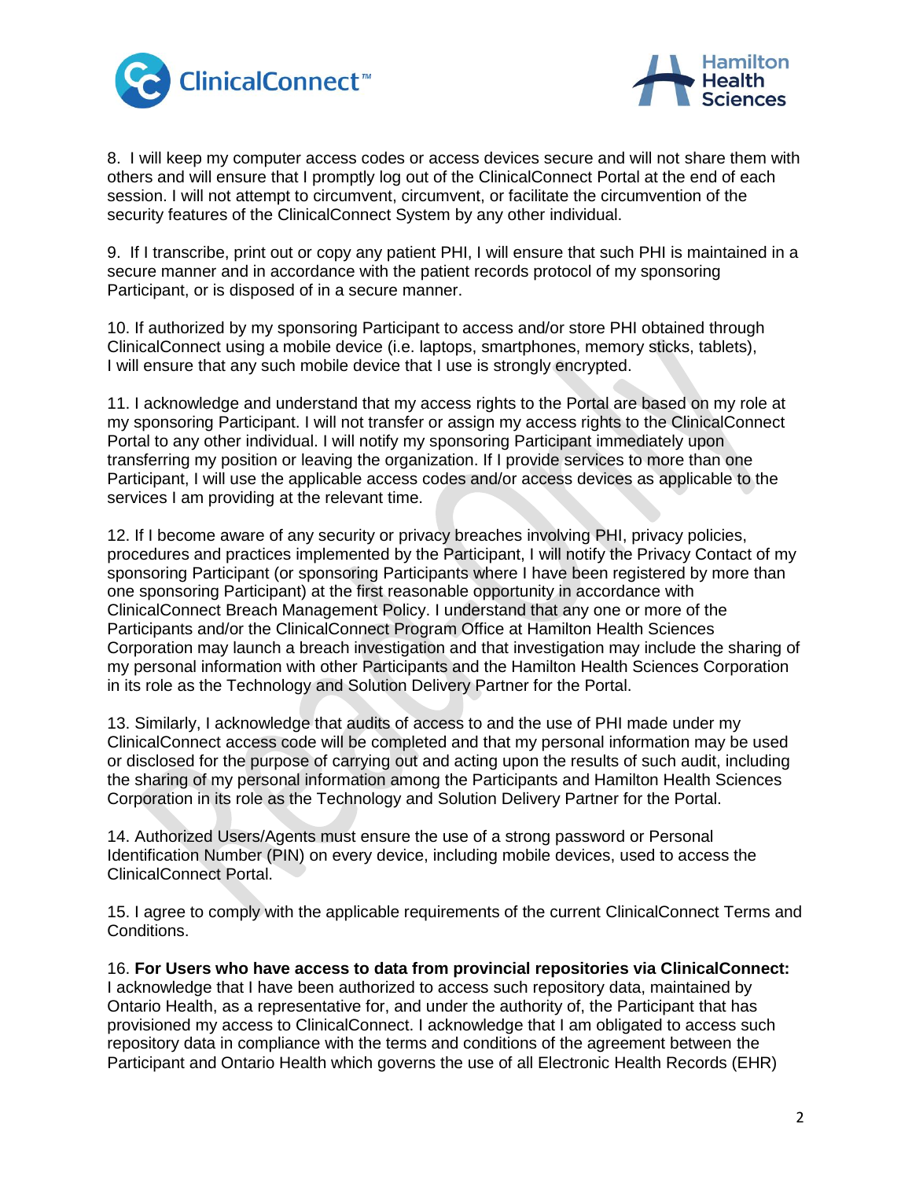8. I will keep my computer access codes or access devices secure and will not share them with others and will ensure that I promptly log out of the ClinicalConnect Portal at the end of each session. I will not attempt to circumvent, circumvent, or facilitate the circumvention of the security features of the ClinicalConnect System by any other individual.

9. If I transcribe, print out or copy any patient PHI, I will ensure that such PHI is maintained in a secure manner and in accordance with the patient records protocol of my sponsoring Participant, or is disposed of in a secure manner.

10. If authorized by my sponsoring Participant to access and/or store PHI obtained through ClinicalConnect using a mobile device (i.e. laptops, smartphones, memory sticks, tablets), I will ensure that any such mobile device that I use is strongly encrypted.

11. I acknowledge and understand that my access rights to the Portal are based on my role at my sponsoring Participant. I will not transfer or assign my access rights to the ClinicalConnect Portal to any other individual. I will notify my sponsoring Participant immediately upon transferring my position or leaving the organization. If I provide services to more than one Participant, I will use the applicable access codes and/or access devices as applicable to the services I am providing at the relevant time.

12. If I become aware of any security or privacy breaches involving PHI, privacy policies, procedures and practices implemented by the Participant, I will notify the Privacy Contact of my sponsoring Participant (or sponsoring Participants where I have been registered by more than one sponsoring Participant) at the first reasonable opportunity in accordance with ClinicalConnect Breach Management Policy. I understand that any one or more of the Participants and/or the ClinicalConnect Program Office at Hamilton Health Sciences Corporation may launch a breach investigation and that investigation may include the sharing of my personal information with other Participants and the Hamilton Health Sciences Corporation in its role as the Technology and Solution Delivery Partner for the Portal.

13. Similarly, I acknowledge that audits of access to and the use of PHI made under my ClinicalConnect access code will be completed and that my personal information may be used or disclosed for the purpose of carrying out and acting upon the results of such audit, including the sharing of my personal information among the Participants and Hamilton Health Sciences Corporation in its role as the Technology and Solution Delivery Partner for the Portal.

14. Authorized Users/Agents must ensure the use of a strong password or Personal Identification Number (PIN) on every device, including mobile devices, used to access the ClinicalConnect Portal.

15. I agree to comply with the applicable requirements of the current ClinicalConnect Terms and Conditions.

16. **For Users who have access to data from provincial repositories via ClinicalConnect:** I acknowledge that I have been authorized to access such repository data, maintained by Ontario Health, as a representative for, and under the authority of, the Participant that has provisioned my access to ClinicalConnect. I acknowledge that I am obligated to access such repository data in compliance with the terms and conditions of the agreement between the Participant and Ontario Health which governs the use of all Electronic Health Records (EHR)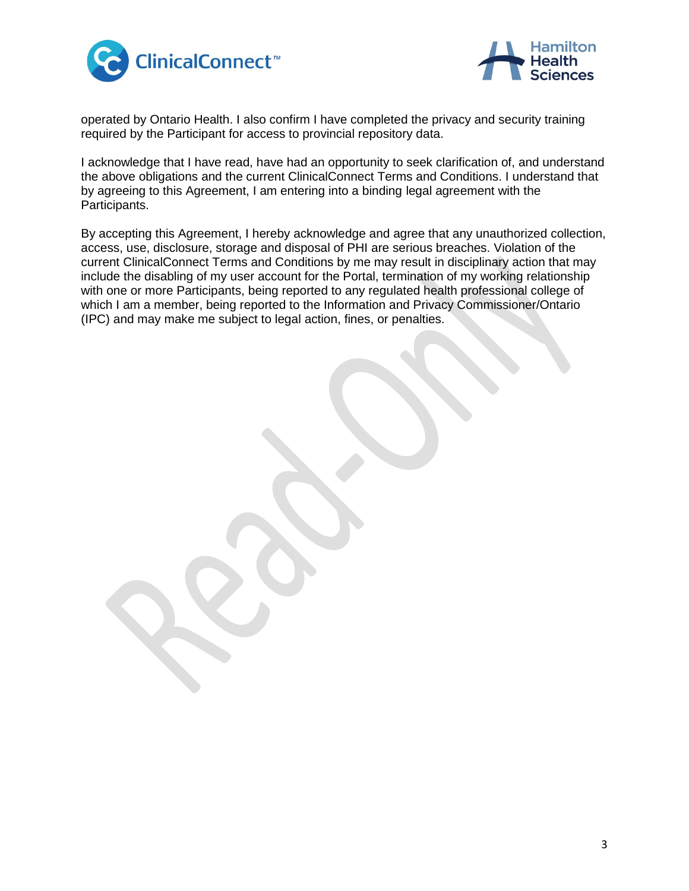operated by Ontario Health. I also confirm I have completed the privacy and security training required by the Participant for access to provincial repository data.

I acknowledge that I have read, have had an opportunity to seek clarification of, and understand the above obligations and the current ClinicalConnect Terms and Conditions. I understand that by agreeing to this Agreement, I am entering into a binding legal agreement with the Participants.

By accepting this Agreement, I hereby acknowledge and agree that any unauthorized collection, access, use, disclosure, storage and disposal of PHI are serious breaches. Violation of the current ClinicalConnect Terms and Conditions by me may result in disciplinary action that may include the disabling of my user account for the Portal, termination of my working relationship with one or more Participants, being reported to any regulated health professional college of which I am a member, being reported to the Information and Privacy Commissioner/Ontario (IPC) and may make me subject to legal action, fines, or penalties.